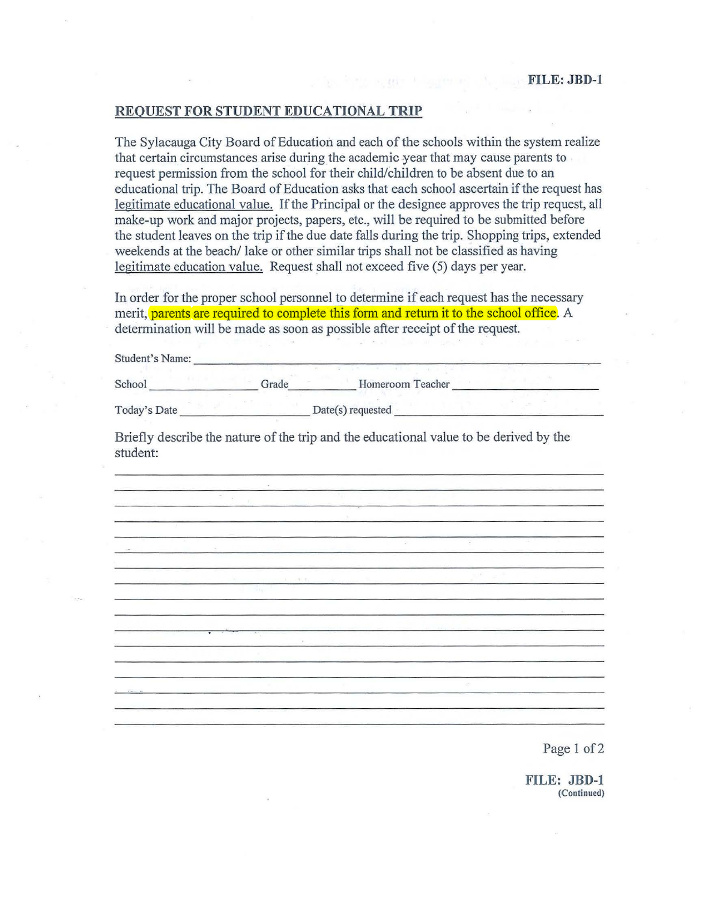**FILE: JBD-1**

## REQUEST FOR STUDENT EDUCATIONAL TRIP

The Sylacauga City Board of Education and each of the schools within the system realize that certain circumstances arise during the academic year that may cause parents to request permission from the school for their child/children to be absent due to an educational trip. The Board of Education asks that each school ascertain if the request has legitimate educational value. If the Principal or the designee approves the trip request, all make-up work and major projects, papers, etc., will be required to be submitted before the student leaves on the trip if the due date falls during the trip. Shopping trips, extended weekends at the beach/ lake or other similar trips shall not be classified as having legitimate education value. Request shall not exceed five (5) days per year.

In order for the proper school personnel to determine if each request has the necessary merit, parents are required to complete this form and return it to the school office. A determination will be made as soon as possible after receipt of the request.

Student's Name: ______________________________________________

School ________________ Grade __________ Homeroom Teacher ____________________

Today's Date ____________________ Date(s) requested ______________________________

Briefly describe the nature of the trip and the educational value to be derived by the student:

_____________________________________________________________________________
_____________________________________________________________________________
_____________________________________________________________________________
_____________________________________________________________________________
_____________________________________________________________________________
_____________________________________________________________________________
_____________________________________________________________________________
_____________________________________________________________________________
_____________________________________________________________________________
_____________________________________________________________________________
_____________________________________________________________________________
_____________________________________________________________________________
_____________________________________________________________________________
_____________________________________________________________________________
_____________________________________________________________________________
_____________________________________________________________________________
_____________________________________________________________________________

**FILE: JBD-1**
**(Continued)**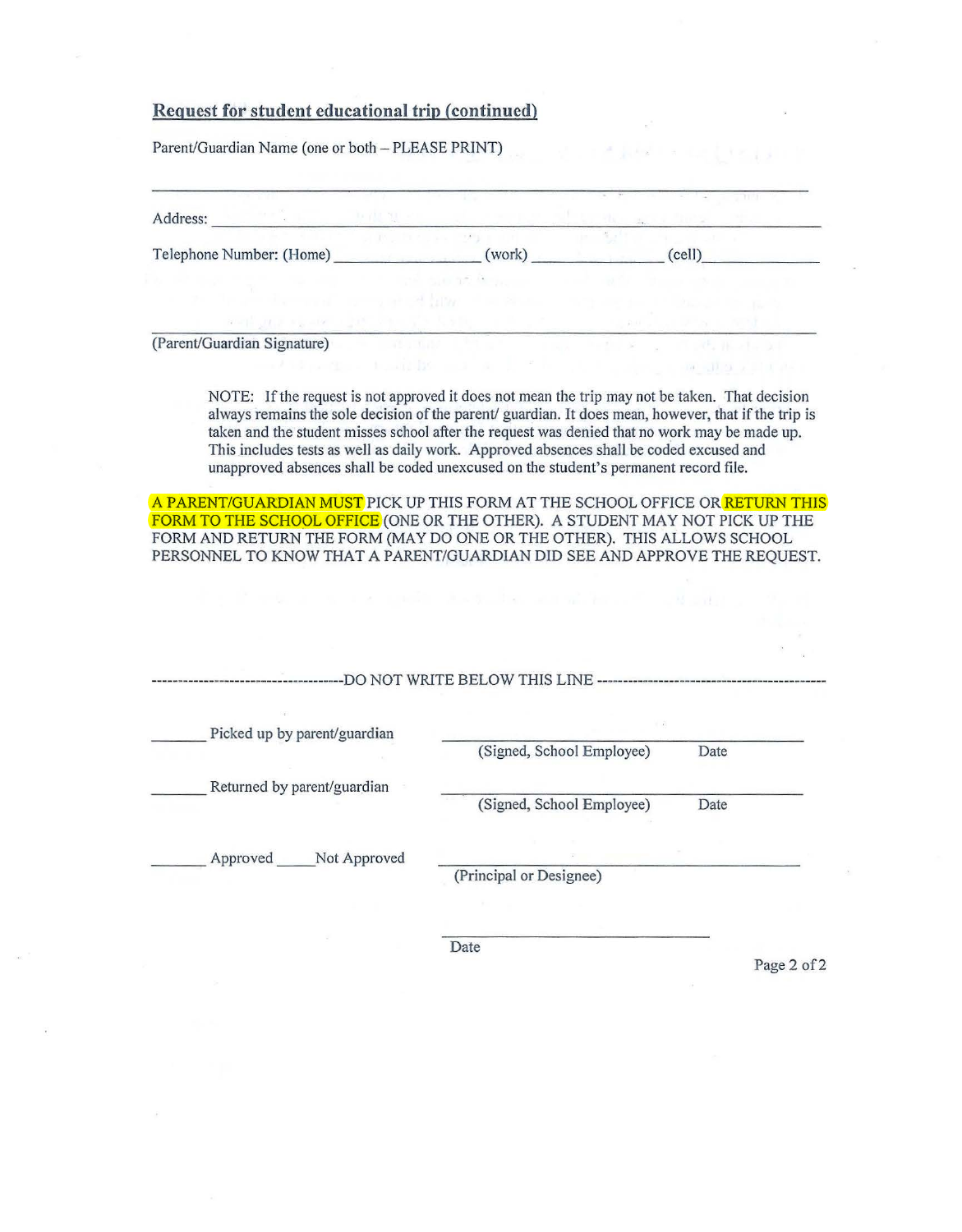## Request for student educational trip (continued)

Parent/Guardian Name (one or both – PLEASE PRINT)

\_\_\_\_\_\_\_\_\_\_\_\_\_\_\_\_\_\_\_\_\_\_\_\_\_\_\_\_\_\_\_\_\_\_\_\_\_\_\_\_\_\_\_\_\_\_\_\_\_\_\_\_\_\_\_\_\_\_

Address: \_\_\_\_\_\_\_\_\_\_\_\_\_\_\_\_\_\_\_\_\_\_\_\_\_\_\_\_\_\_\_\_\_\_\_\_\_\_\_\_\_\_\_\_\_\_\_\_\_\_\_\_\_\_

Telephone Number: (Home) \_\_\_\_\_\_\_\_\_\_\_\_\_\_\_\_ (work) \_\_\_\_\_\_\_\_\_\_\_\_\_\_ (cell) \_\_\_\_\_\_\_\_\_\_\_\_\_

\_\_\_\_\_\_\_\_\_\_\_\_\_\_\_\_\_\_\_\_\_\_\_\_\_\_\_\_\_\_\_\_\_\_\_\_\_\_\_\_\_\_\_\_\_\_\_\_\_\_\_\_\_\_\_\_\_\_

(Parent/Guardian Signature)

> NOTE: If the request is not approved it does not mean the trip may not be taken. That decision always remains the sole decision of the parent/ guardian. It does mean, however, that if the trip is taken and the student misses school after the request was denied that no work may be made up. This includes tests as well as daily work. Approved absences shall be coded excused and unapproved absences shall be coded unexcused on the student's permanent record file.

A PARENT/GUARDIAN MUST PICK UP THIS FORM AT THE SCHOOL OFFICE OR RETURN THIS FORM TO THE SCHOOL OFFICE (ONE OR THE OTHER). A STUDENT MAY NOT PICK UP THE FORM AND RETURN THE FORM (MAY DO ONE OR THE OTHER). THIS ALLOWS SCHOOL PERSONNEL TO KNOW THAT A PARENT/GUARDIAN DID SEE AND APPROVE THE REQUEST.

---------------------------------------DO NOT WRITE BELOW THIS LINE ---------------------------------------

\_\_\_\_\_\_ Picked up by parent/guardian \_\_\_\_\_\_\_\_\_\_\_\_\_\_\_\_\_\_\_\_\_\_\_\_\_\_\_\_\_\_\_\_\_\_
(Signed, School Employee) Date

\_\_\_\_\_\_ Returned by parent/guardian \_\_\_\_\_\_\_\_\_\_\_\_\_\_\_\_\_\_\_\_\_\_\_\_\_\_\_\_\_\_\_\_\_\_
(Signed, School Employee) Date

\_\_\_\_\_\_ Approved \_\_\_\_\_ Not Approved \_\_\_\_\_\_\_\_\_\_\_\_\_\_\_\_\_\_\_\_\_\_\_\_\_\_\_\_\_\_\_\_\_\_
(Principal or Designee)

\_\_\_\_\_\_\_\_\_\_\_\_\_\_\_\_\_\_\_\_\_\_\_\_\_\_
Date